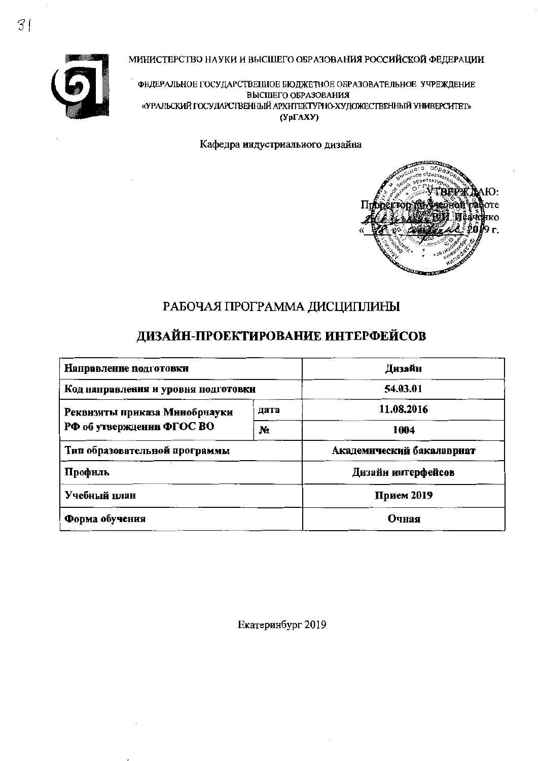МИНИСТЕРСТВО НАУКИ И ВЫСШЕГО ОБРАЗОВАНИЯ РОССИЙСКОЙ ФЕДЕРАЦИИ

ФЕДЕРАЛЬНОЕ ГОСУДАРСТВЕННОЕ БЮДЖЕТНОЕ ОБРАЗОВАТЕЛЬНОЕ УЧРЕЖДЕНИЕ ВЫСШЕГО ОБРАЗОВАНИЯ
«УРАЛЬСКИЙ ГОСУДАРСТВЕННЫЙ АРХИТЕКТУРНО-ХУДОЖЕСТВЕННЫЙ УНИВЕРСИТЕТ»
(УрГАХУ)

Кафедра индустриального дизайна

УТВЕРЖДАЮ:
Проректор по учебной работе
В.И. Певченко
« \_\_ » \_\_\_\_\_\_ 2019 г.

# РАБОЧАЯ ПРОГРАММА ДИСЦИПЛИНЫ

# ДИЗАЙН-ПРОЕКТИРОВАНИЕ ИНТЕРФЕЙСОВ

| **Направление подготовки** | | **Дизайн** |
|---|---|---|
| **Код направления и уровня подготовки** | | **54.03.01** |
| **Реквизиты приказа Минобрнауки РФ об утверждении ФГОС ВО** | **дата** | **11.08.2016** |
| | **№** | **1004** |
| **Тип образовательной программы** | | **Академический бакалавриат** |
| **Профиль** | | **Дизайн интерфейсов** |
| **Учебный план** | | **Прием 2019** |
| **Форма обучения** | | **Очная** |

Екатеринбург 2019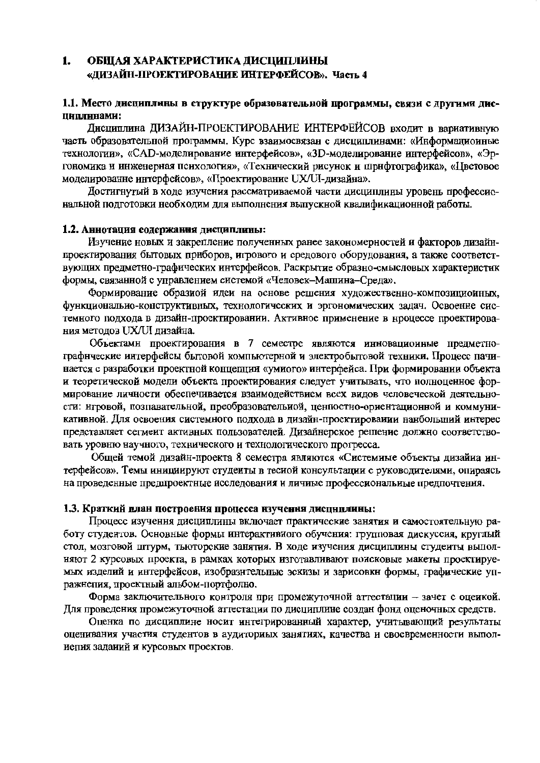# 1. ОБЩАЯ ХАРАКТЕРИСТИКА ДИСЦИПЛИНЫ «ДИЗАЙН-ПРОЕКТИРОВАНИЕ ИНТЕРФЕЙСОВ». Часть 4

## 1.1. Место дисциплины в структуре образовательной программы, связи с другими дисциплинами:

Дисциплина ДИЗАЙН-ПРОЕКТИРОВАНИЕ ИНТЕРФЕЙСОВ входит в вариативную часть образовательной программы. Курс взаимосвязан с дисциплинами: «Информационные технологии», «CAD-моделирование интерфейсов», «3D-моделирование интерфейсов», «Эргономика и инженерная психология», «Технический рисунок и шрифтографика», «Цветовое моделирование интерфейсов», «Проектирование UX/UI-дизайна».

Достигнутый в ходе изучения рассматриваемой части дисциплины уровень профессиональной подготовки необходим для выполнения выпускной квалификационной работы.

## 1.2. Аннотация содержания дисциплины:

Изучение новых и закрепление полученных ранее закономерностей и факторов дизайн-проектирования бытовых приборов, игрового и средового оборудования, а также соответствующих предметно-графических интерфейсов. Раскрытие образно-смысловых характеристик формы, связанной с управлением системой «Человек–Машина–Среда».

Формирование образной идеи на основе решения художественно-композиционных, функционально-конструктивных, технологических и эргономических задач. Освоение системного подхода в дизайн-проектировании. Активное применение в процессе проектирования методов UX/UI дизайна.

Объектами проектирования в 7 семестре являются инновационные предметно-графические интерфейсы бытовой компьютерной и электробытовой техники. Процесс начинается с разработки проектной концепции «умного» интерфейса. При формировании объекта и теоретической модели объекта проектирования следует учитывать, что полноценное формирование личности обеспечивается взаимодействием всех видов человеческой деятельности: игровой, познавательной, преобразовательной, ценностно-ориентационной и коммуникативной. Для освоения системного подхода в дизайн-проектировании наибольший интерес представляет сегмент активных пользователей. Дизайнерское решение должно соответствовать уровню научного, технического и технологического прогресса.

Общей темой дизайн-проекта 8 семестра являются «Системные объекты дизайна интерфейсов». Темы инициируют студенты в тесной консультации с руководителями, опираясь на проведенные предпроектные исследования и личные профессиональные предпочтения.

## 1.3. Краткий план построения процесса изучения дисциплины:

Процесс изучения дисциплины включает практические занятия и самостоятельную работу студентов. Основные формы интерактивного обучения: групповая дискуссия, круглый стол, мозговой штурм, тьюторские занятия. В ходе изучения дисциплины студенты выполняют 2 курсовых проекта, в рамках которых изготавливают поисковые макеты проектируемых изделий и интерфейсов, изобразительные эскизы и зарисовки формы, графические упражнения, проектный альбом-портфолио.

Форма заключительного контроля при промежуточной аттестации – зачет с оценкой. Для проведения промежуточной аттестации по дисциплине создан фонд оценочных средств.

Оценка по дисциплине носит интегрированный характер, учитывающий результаты оценивания участия студентов в аудиторных занятиях, качества и своевременности выполнения заданий и курсовых проектов.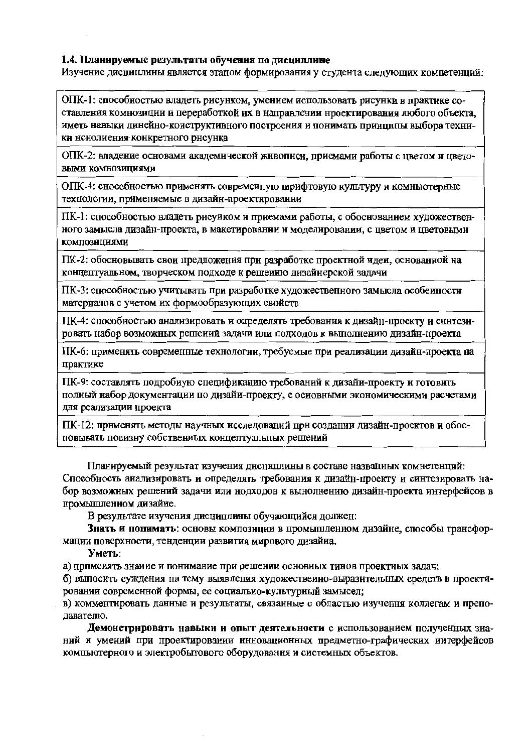**1.4. Планируемые результаты обучения по дисциплине**

Изучение дисциплины является этапом формирования у студента следующих компетенций:

| |
|---|
| ОПК-1: способностью владеть рисунком, умением использовать рисунки в практике составления композиции и переработкой их в направлении проектирования любого объекта, иметь навыки линейно-конструктивного построения и понимать принципы выбора техники исполнения конкретного рисунка |
| ОПК-2: владение основами академической живописи, приемами работы с цветом и цветовыми композициями |
| ОПК-4: способностью применять современную шрифтовую культуру и компьютерные технологии, применяемые в дизайн-проектировании |
| ПК-1: способностью владеть рисунком и приемами работы, с обоснованием художественного замысла дизайн-проекта, в макетировании и моделировании, с цветом и цветовыми композициями |
| ПК-2: обосновывать свои предложения при разработке проектной идеи, основанной на концептуальном, творческом подходе к решению дизайнерской задачи |
| ПК-3: способностью учитывать при разработке художественного замысла особенности материалов с учетом их формообразующих свойств |
| ПК-4: способностью анализировать и определять требования к дизайн-проекту и синтезировать набор возможных решений задачи или подходов к выполнению дизайн-проекта |
| ПК-6: применять современные технологии, требуемые при реализации дизайн-проекта на практике |
| ПК-9: составлять подробную спецификацию требований к дизайн-проекту и готовить полный набор документации по дизайн-проекту, с основными экономическими расчетами для реализации проекта |
| ПК-12: применять методы научных исследований при создании дизайн-проектов и обосновывать новизну собственных концептуальных решений |

Планируемый результат изучения дисциплины в составе названных компетенций: Способность анализировать и определять требования к дизайн-проекту и синтезировать набор возможных решений задачи или подходов к выполнению дизайн-проекта интерфейсов в промышленном дизайне.

В результате изучения дисциплины обучающийся должен:

**Знать и понимать**: основы композиции в промышленном дизайне, способы трансформации поверхности, тенденции развития мирового дизайна.

**Уметь**:

а) применять знание и понимание при решении основных типов проектных задач;

б) выносить суждения на тему выявления художественно-выразительных средств в проектировании современной формы, ее социально-культурный замысел;

в) комментировать данные и результаты, связанные с областью изучения коллегам и преподавателю.

**Демонстрировать навыки и опыт деятельности** с использованием полученных знаний и умений при проектировании инновационных предметно-графических интерфейсов компьютерного и электробытового оборудования и системных объектов.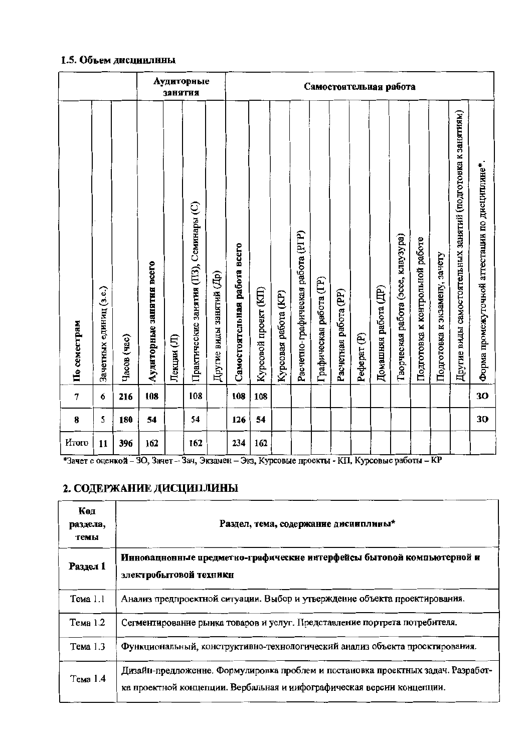### 1.5. Объем дисциплины

| По семестрам | Зачетных единиц (з.е.) | Часов (час) | Аудиторные занятия | | | | Самостоятельная работа | | | | | | | | | | | | | Форма промежуточной аттестации по дисциплине*. |
|---|---|---|---|---|---|---|---|---|---|---|---|---|---|---|---|---|---|---|---|---|
| | | | Аудиторные занятия всего | Лекции (Л) | Практические занятия (ПЗ), Семинары (С) | Другие виды занятий (Др) | Самостоятельная работа всего | Курсовой проект (КП) | Курсовая работа (КР) | Расчетно-графическая работа (РГР) | Графическая работа (ГР) | Расчетная работа (РР) | Реферат (Р) | Домашняя работа (ДР) | Творческая работа (эссе, клаузура) | Подготовка к контрольной работе | Подготовка к экзамену, зачету | Другие виды самостоятельных занятий (подготовка к занятиям) | |
| 7 | 6 | 216 | 108 | | 108 | | 108 | 108 | | | | | | | | | | | ЗО |
| 8 | 5 | 180 | 54 | | 54 | | 126 | 54 | | | | | | | | | | | ЗО |
| Итого | 11 | 396 | 162 | | 162 | | 234 | 162 | | | | | | | | | | | |

*Зачет с оценкой – ЗО, Зачет – Зач, Экзамен – Экз, Курсовые проекты - КП, Курсовые работы – КР

## 2. СОДЕРЖАНИЕ ДИСЦИПЛИНЫ

| Код раздела, темы | Раздел, тема, содержание дисциплины* |
|---|---|
| **Раздел 1** | **Инновационные предметно-графические интерфейсы бытовой компьютерной и электробытовой техники** |
| Тема 1.1 | Анализ предпроектной ситуации. Выбор и утверждение объекта проектирования. |
| Тема 1.2 | Сегментирование рынка товаров и услуг. Представление портрета потребителя. |
| Тема 1.3 | Функциональный, конструктивно-технологический анализ объекта проектирования. |
| Тема 1.4 | Дизайн-предложение. Формулировка проблем и постановка проектных задач. Разработка проектной концепции. Вербальная и инфографическая версии концепции. |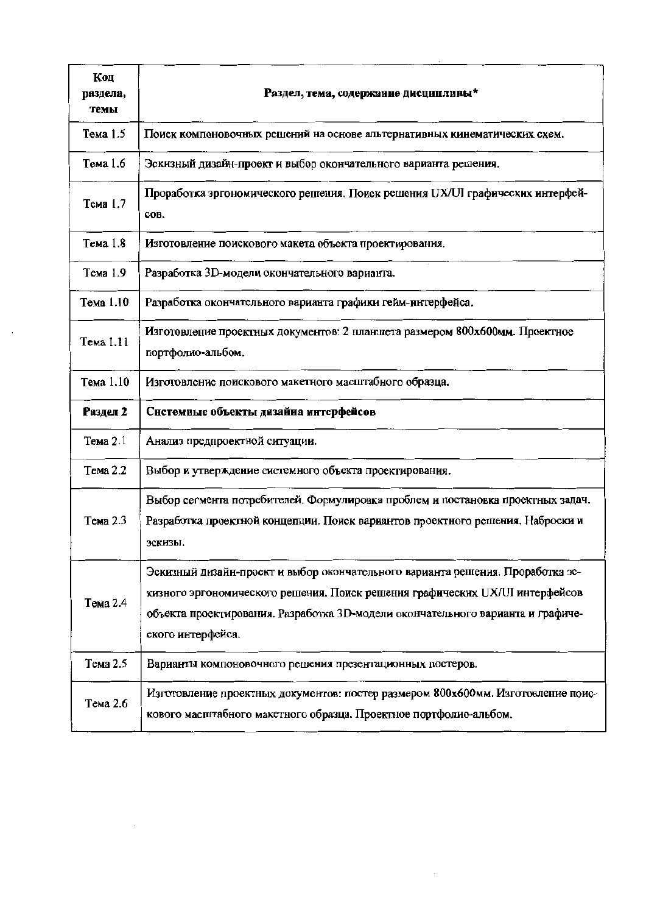| Код раздела, темы | Раздел, тема, содержание дисциплины* |
|---|---|
| Тема 1.5 | Поиск компоновочных решений на основе альтернативных кинематических схем. |
| Тема 1.6 | Эскизный дизайн-проект и выбор окончательного варианта решения. |
| Тема 1.7 | Проработка эргономического решения. Поиск решения UX/UI графических интерфейсов. |
| Тема 1.8 | Изготовление поискового макета объекта проектирования. |
| Тема 1.9 | Разработка 3D-модели окончательного варианта. |
| Тема 1.10 | Разработка окончательного варианта графики гейм-интерфейса. |
| Тема 1.11 | Изготовление проектных документов: 2 планшета размером 800х600мм. Проектное портфолио-альбом. |
| Тема 1.10 | Изготовление поискового макетного масштабного образца. |
| **Раздел 2** | **Системные объекты дизайна интерфейсов** |
| Тема 2.1 | Анализ предпроектной ситуации. |
| Тема 2.2 | Выбор и утверждение системного объекта проектирования. |
| Тема 2.3 | Выбор сегмента потребителей. Формулировка проблем и постановка проектных задач. Разработка проектной концепции. Поиск вариантов проектного решения. Наброски и эскизы. |
| Тема 2.4 | Эскизный дизайн-проект и выбор окончательного варианта решения. Проработка эскизного эргономического решения. Поиск решения графических UX/UI интерфейсов объекта проектирования. Разработка 3D-модели окончательного варианта и графического интерфейса. |
| Тема 2.5 | Варианты компоновочного решения презентационных постеров. |
| Тема 2.6 | Изготовление проектных документов: постер размером 800х600мм. Изготовление поискового масштабного макетного образца. Проектное портфолио-альбом. |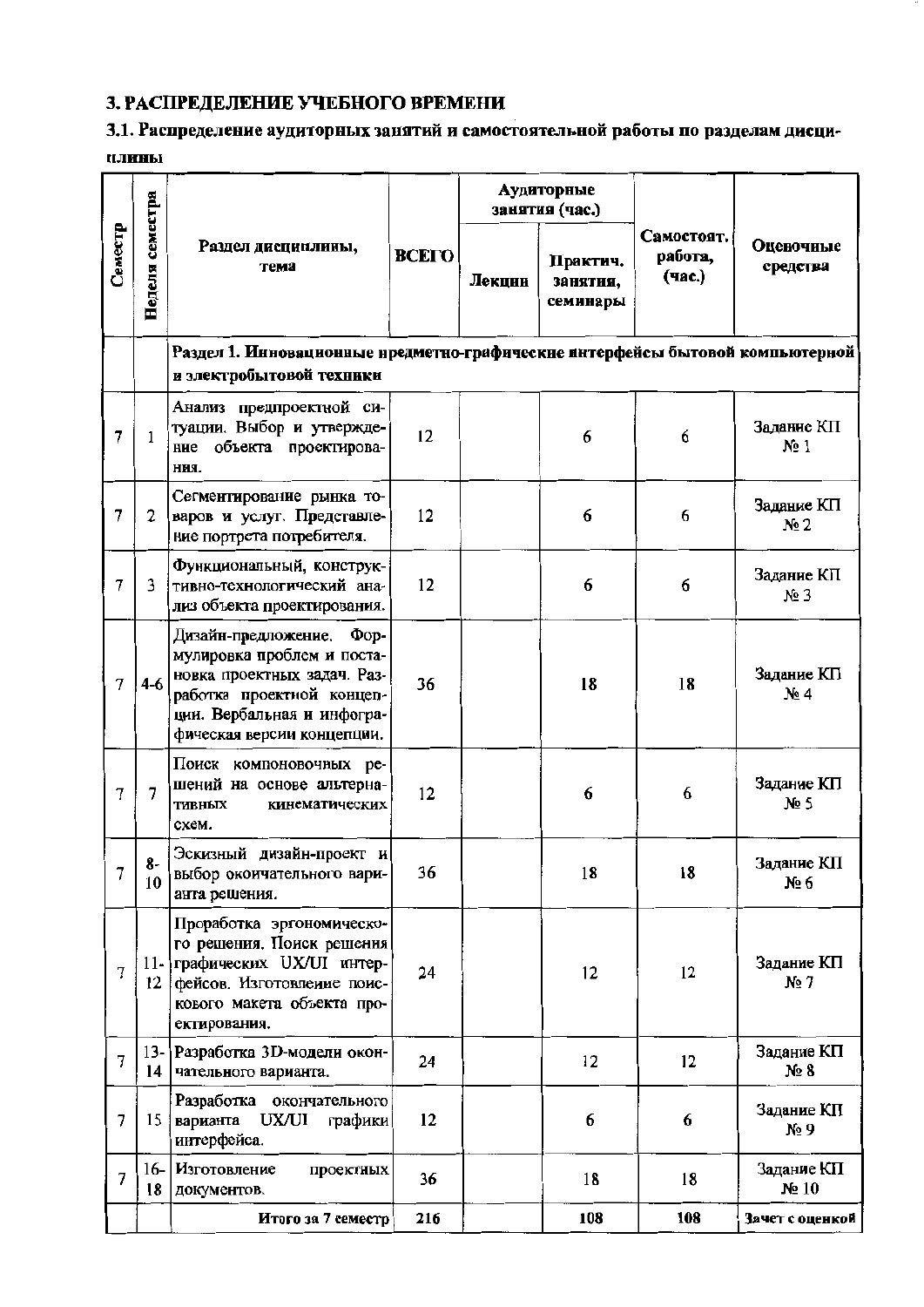## 3. РАСПРЕДЕЛЕНИЕ УЧЕБНОГО ВРЕМЕНИ

### 3.1. Распределение аудиторных занятий и самостоятельной работы по разделам дисциплины

| Семестр | Неделя семестра | Раздел дисциплины, тема | ВСЕГО | Аудиторные занятия (час.) | | Самостоят. работа, (час.) | Оценочные средства |
|---|---|---|---|---|---|---|---|
| | | | | Лекции | Практич. занятия, семинары | | |
| | | **Раздел 1. Инновационные предметно-графические интерфейсы бытовой компьютерной и электробытовой техники** | | | | | |
| 7 | 1 | Анализ предпроектной ситуации. Выбор и утверждение объекта проектирования. | 12 | | 6 | 6 | Задание КП № 1 |
| 7 | 2 | Сегментирование рынка товаров и услуг. Представление портрета потребителя. | 12 | | 6 | 6 | Задание КП № 2 |
| 7 | 3 | Функциональный, конструктивно-технологический анализ объекта проектирования. | 12 | | 6 | 6 | Задание КП № 3 |
| 7 | 4-6 | Дизайн-предложение. Формулировка проблем и постановка проектных задач. Разработка проектной концепции. Вербальная и инфографическая версии концепции. | 36 | | 18 | 18 | Задание КП № 4 |
| 7 | 7 | Поиск компоновочных решений на основе альтернативных кинематических схем. | 12 | | 6 | 6 | Задание КП № 5 |
| 7 | 8-10 | Эскизный дизайн-проект и выбор окончательного варианта решения. | 36 | | 18 | 18 | Задание КП № 6 |
| 7 | 11-12 | Проработка эргономического решения. Поиск решения графических UX/UI интерфейсов. Изготовление поискового макета объекта проектирования. | 24 | | 12 | 12 | Задание КП № 7 |
| 7 | 13-14 | Разработка 3D-модели окончательного варианта. | 24 | | 12 | 12 | Задание КП № 8 |
| 7 | 15 | Разработка окончательного варианта UX/UI графики интерфейса. | 12 | | 6 | 6 | Задание КП № 9 |
| 7 | 16-18 | Изготовление проектных документов. | 36 | | 18 | 18 | Задание КП № 10 |
| | | **Итого за 7 семестр** | **216** | | **108** | **108** | **Зачет с оценкой** |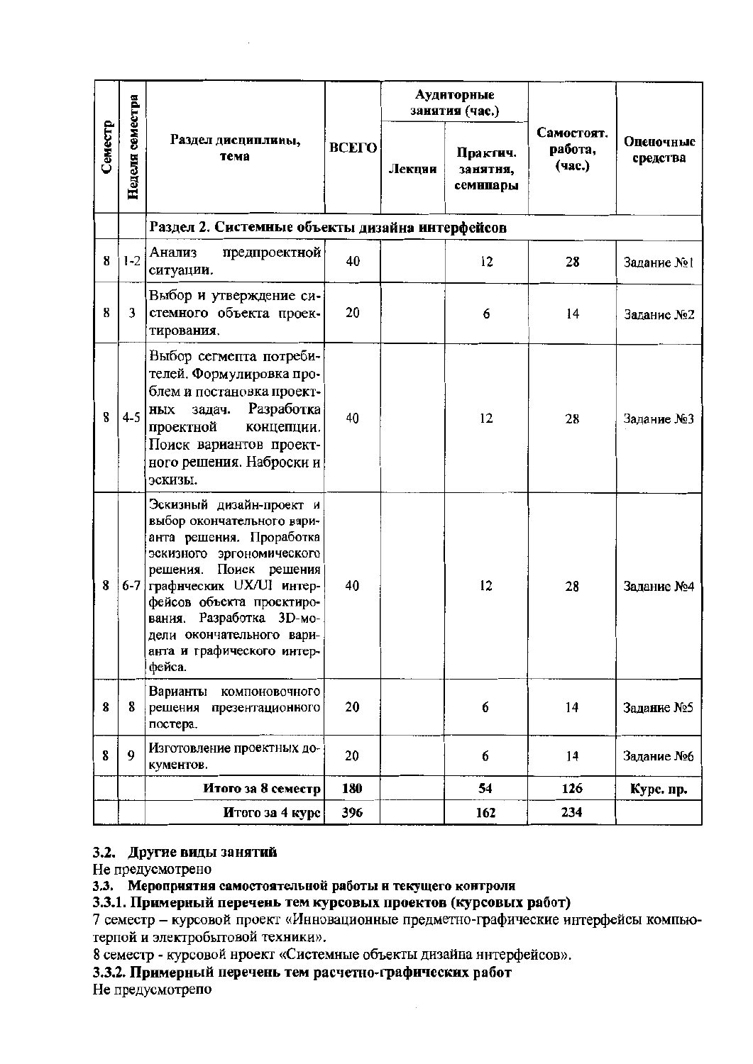| Семестр | Неделя семестра | Раздел дисциплины, тема | ВСЕГО | Аудиторные занятия (час.) | | Самостоят. работа, (час.) | Оценочные средства |
|---|---|---|---|---|---|---|---|
| | | | | Лекции | Практич. занятия, семинары | | |
| | | **Раздел 2. Системные объекты дизайна интерфейсов** | | | | | |
| 8 | 1-2 | Анализ предпроектной ситуации. | 40 | | 12 | 28 | Задание №1 |
| 8 | 3 | Выбор и утверждение системного объекта проектирования. | 20 | | 6 | 14 | Задание №2 |
| 8 | 4-5 | Выбор сегмента потребителей. Формулировка проблем и постановка проектных задач. Разработка проектной концепции. Поиск вариантов проектного решения. Наброски и эскизы. | 40 | | 12 | 28 | Задание №3 |
| 8 | 6-7 | Эскизный дизайн-проект и выбор окончательного варианта решения. Проработка эскизного эргономического решения. Поиск решения графических UX/UI интерфейсов объекта проектирования. Разработка 3D-модели окончательного варианта и графического интерфейса. | 40 | | 12 | 28 | Задание №4 |
| 8 | 8 | Варианты компоновочного решения презентационного постера. | 20 | | 6 | 14 | Задание №5 |
| 8 | 9 | Изготовление проектных документов. | 20 | | 6 | 14 | Задание №6 |
| | | **Итого за 8 семестр** | **180** | | **54** | **126** | **Курс. пр.** |
| | | **Итого за 4 курс** | **396** | | **162** | **234** | |

### 3.2. Другие виды занятий

Не предусмотрено

### 3.3. Мероприятия самостоятельной работы и текущего контроля

#### 3.3.1. Примерный перечень тем курсовых проектов (курсовых работ)

7 семестр – курсовой проект «Инновационные предметно-графические интерфейсы компьютерной и электробытовой техники».

8 семестр - курсовой проект «Системные объекты дизайна интерфейсов».

#### 3.3.2. Примерный перечень тем расчетно-графических работ

Не предусмотрено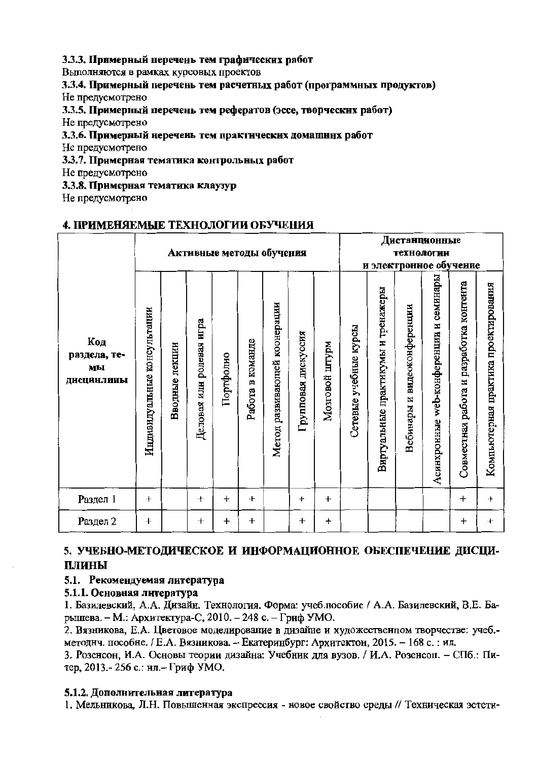**3.3.3. Примерный перечень тем графических работ**

Выполняются в рамках курсовых проектов

**3.3.4. Примерный перечень тем расчетных работ (программных продуктов)**

Не предусмотрено

**3.3.5. Примерный перечень тем рефератов (эссе, творческих работ)**

Не предусмотрено

**3.3.6. Примерный перечень тем практических домашних работ**

Не предусмотрено

**3.3.7. Примерная тематика контрольных работ**

Не предусмотрено

**3.3.8. Примерная тематика клаузур**

Не предусмотрено

## 4. ПРИМЕНЯЕМЫЕ ТЕХНОЛОГИИ ОБУЧЕНИЯ

| Код раздела, темы дисциплины | Активные методы обучения | | | | | | | | Дистанционные технологии и электронное обучение | | | | | |
|---|---|---|---|---|---|---|---|---|---|---|---|---|---|---|
| | Индивидуальные консультации | Вводные лекции | Деловая или ролевая игра | Портфолио | Работа в команде | Метод развивающей кооперации | Групповая дискуссия | Мозговой штурм | Сетевые учебные курсы | Виртуальные практикумы и тренажеры | Вебинары и видеоконференции | Асинхронные web-конференции и семинары | Совместная работа и разработка контента | Компьютерная практика проектирования |
| Раздел 1 | + | | + | + | + | | + | + | | | | | + | + |
| Раздел 2 | + | | + | + | + | | + | + | | | | | + | + |

## 5. УЧЕБНО-МЕТОДИЧЕСКОЕ И ИНФОРМАЦИОННОЕ ОБЕСПЕЧЕНИЕ ДИСЦИПЛИНЫ

### 5.1. Рекомендуемая литература

#### 5.1.1. Основная литература

1. Базилевский, А.А. Дизайн. Технология. Форма: учеб.пособие / А.А. Базилевский, В.Е. Барышева. – М.: Архитектура-С, 2010. – 248 с. – Гриф УМО.
2. Вязникова, Е.А. Цветовое моделирование в дизайне и художественном творчестве: учеб.-методич. пособие. / Е.А. Вязникова. – Екатеринбург: Архитектон, 2015. – 168 с. : ил.
3. Розенсон, И.А. Основы теории дизайна: Учебник для вузов. / И.А. Розенсон. – СПб.: Питер, 2013.- 256 с.: ил.– Гриф УМО.

#### 5.1.2. Дополнительная литература

1. Мельникова, Л.Н. Повышенная экспрессия - новое свойство среды // Техническая эстети-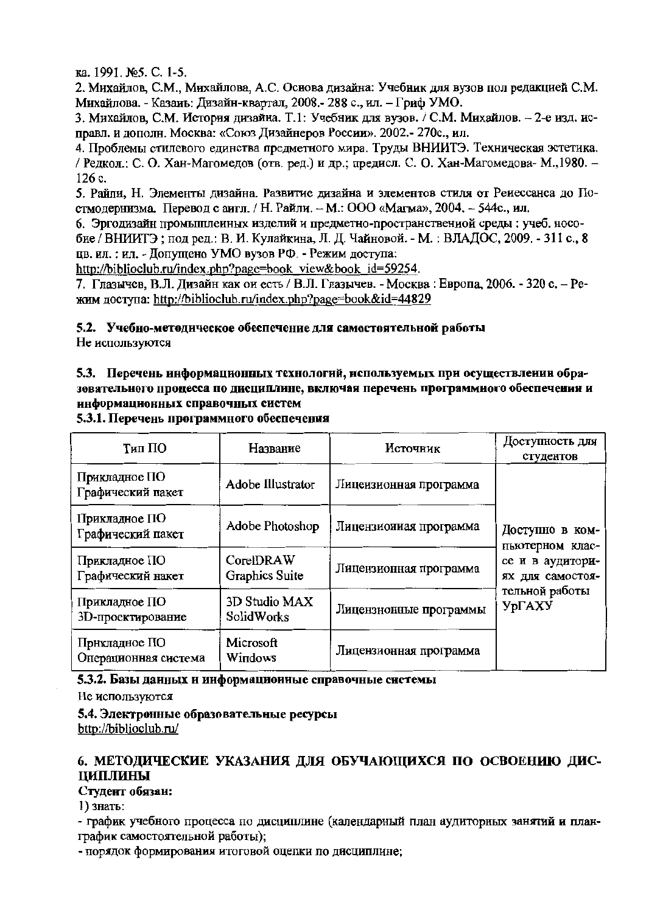ка. 1991. №5. С. 1-5.

2. Михайлов, С.М., Михайлова, А.С. Основа дизайна: Учебник для вузов пол редакцией С.М. Михайлова. - Казань: Дизайн-квартал, 2008.- 288 с., ил. – Гриф УМО.

3. Михайлов, С.М. История дизайна. Т.1: Учебник для вузов. / С.М. Михайлов. – 2-е изд. исправл. и дополн. Москва: «Союз Дизайнеров России». 2002.- 270с., ил.

4. Проблемы стилевого единства предметного мира. Труды ВНИИТЭ. Техническая эстетика. / Редкол.: С. О. Хан-Магомедов (отв. ред.) и др.; предисл. С. О. Хан-Магомедова- М.,1980. – 126 с.

5. Райли, Н. Элементы дизайна. Развитие дизайна и элементов стиля от Ренессанса до Постмодернизма. Перевод с англ. / Н. Райли. – М.: ООО «Магма», 2004. – 544с., ил.

6. Эргодизайн промышленных изделий и предметно-пространственной среды : учеб. пособие / ВНИИТЭ ; под ред.: В. И. Кулайкина, Л. Д. Чайновой. - М. : ВЛАДОС, 2009. - 311 с., 8 цв. ил. : ил. - Допущено УМО вузов РФ. - Режим доступа: http://biblioclub.ru/index.php?page=book_view&book_id=59254.

7. Глазычев, В.Л. Дизайн как он есть / В.Л. Глазычев. - Москва : Европа, 2006. - 320 с. – Режим доступа: http://biblioclub.ru/index.php?page=book&id=44829

### 5.2. Учебно-методическое обеспечение для самостоятельной работы

Не используются

### 5.3. Перечень информационных технологий, используемых при осуществлении образовательного процесса по дисциплине, включая перечень программного обеспечения и информационных справочных систем

#### 5.3.1. Перечень программного обеспечения

| Тип ПО | Название | Источник | Доступность для студентов |
|---|---|---|---|
| Прикладное ПО Графический пакет | Adobe Illustrator | Лицензионная программа | Доступно в компьютерном классе и в аудиториях для самостоятельной работы УрГАХУ |
| Прикладное ПО Графический пакет | Adobe Photoshop | Лицензионная программа | |
| Прикладное ПО Графический пакет | CorelDRAW Graphics Suite | Лицензионная программа | |
| Прикладное ПО 3D-проектирование | 3D Studio MAX SolidWorks | Лицензионные программы | |
| Прикладное ПО Операционная система | Microsoft Windows | Лицензионная программа | |

#### 5.3.2. Базы данных и информационные справочные системы

Не используются

### 5.4. Электронные образовательные ресурсы

http://biblioclub.ru/

## 6. МЕТОДИЧЕСКИЕ УКАЗАНИЯ ДЛЯ ОБУЧАЮЩИХСЯ ПО ОСВОЕНИЮ ДИСЦИПЛИНЫ

**Студент обязан:**

1) знать:

- график учебного процесса по дисциплине (календарный план аудиторных занятий и план-график самостоятельной работы);
- порядок формирования итоговой оценки по дисциплине;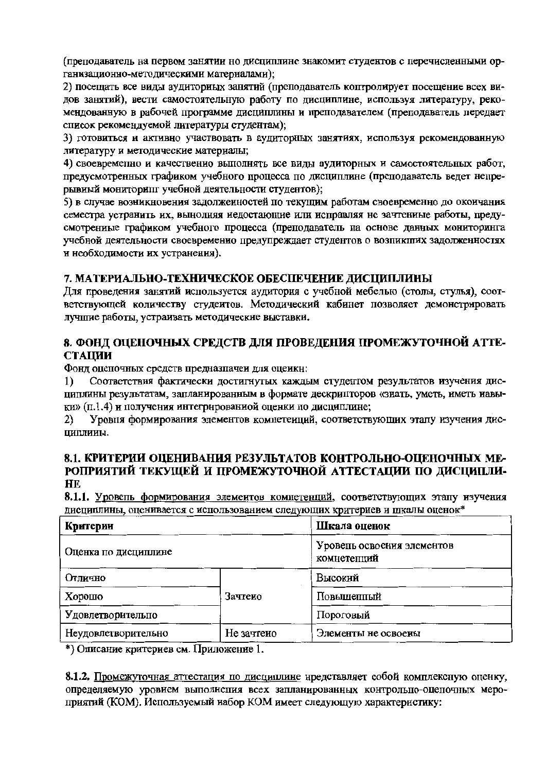(преподаватель на первом занятии по дисциплине знакомит студентов с перечисленными организационно-методическими материалами);

2) посещать все виды аудиторных занятий (преподаватель контролирует посещение всех видов занятий), вести самостоятельную работу по дисциплине, используя литературу, рекомендованную в рабочей программе дисциплины и преподавателем (преподаватель передает список рекомендуемой литературы студентам);

3) готовиться и активно участвовать в аудиторных занятиях, используя рекомендованную литературу и методические материалы;

4) своевременно и качественно выполнять все виды аудиторных и самостоятельных работ, предусмотренных графиком учебного процесса по дисциплине (преподаватель ведет непрерывный мониторинг учебной деятельности студентов);

5) в случае возникновения задолженностей по текущим работам своевременно до окончания семестра устранить их, выполняя недостающие или исправляя не зачтенные работы, предусмотренные графиком учебного процесса (преподаватель на основе данных мониторинга учебной деятельности своевременно предупреждает студентов о возникших задолженностях и необходимости их устранения).

## 7. МАТЕРИАЛЬНО-ТЕХНИЧЕСКОЕ ОБЕСПЕЧЕНИЕ ДИСЦИПЛИНЫ

Для проведения занятий используется аудитория с учебной мебелью (столы, стулья), соответствующей количеству студентов. Методический кабинет позволяет демонстрировать лучшие работы, устраивать методические выставки.

## 8. ФОНД ОЦЕНОЧНЫХ СРЕДСТВ ДЛЯ ПРОВЕДЕНИЯ ПРОМЕЖУТОЧНОЙ АТТЕСТАЦИИ

Фонд оценочных средств предназначен для оценки:

1) Соответствия фактически достигнутых каждым студентом результатов изучения дисциплины результатам, запланированным в формате дескрипторов «знать, уметь, иметь навыки» (п.1.4) и получения интегрированной оценки по дисциплине;

2) Уровня формирования элементов компетенций, соответствующих этапу изучения дисциплины.

### 8.1. КРИТЕРИИ ОЦЕНИВАНИЯ РЕЗУЛЬТАТОВ КОНТРОЛЬНО-ОЦЕНОЧНЫХ МЕРОПРИЯТИЙ ТЕКУЩЕЙ И ПРОМЕЖУТОЧНОЙ АТТЕСТАЦИИ ПО ДИСЦИПЛИНЕ

**8.1.1.** Уровень формирования элементов компетенций, соответствующих этапу изучения дисциплины, оценивается с использованием следующих критериев и шкалы оценок*

| **Критерии** | | **Шкала оценок** |
|---|---|---|
| Оценка по дисциплине | | Уровень освоения элементов компетенций |
| Отлично | Зачтено | Высокий |
| Хорошо | | Повышенный |
| Удовлетворительно | | Пороговый |
| Неудовлетворительно | Не зачтено | Элементы не освоены |

*) Описание критериев см. Приложение 1.

**8.1.2.** Промежуточная аттестация по дисциплине представляет собой комплексную оценку, определяемую уровнем выполнения всех запланированных контрольно-оценочных мероприятий (КОМ). Используемый набор КОМ имеет следующую характеристику: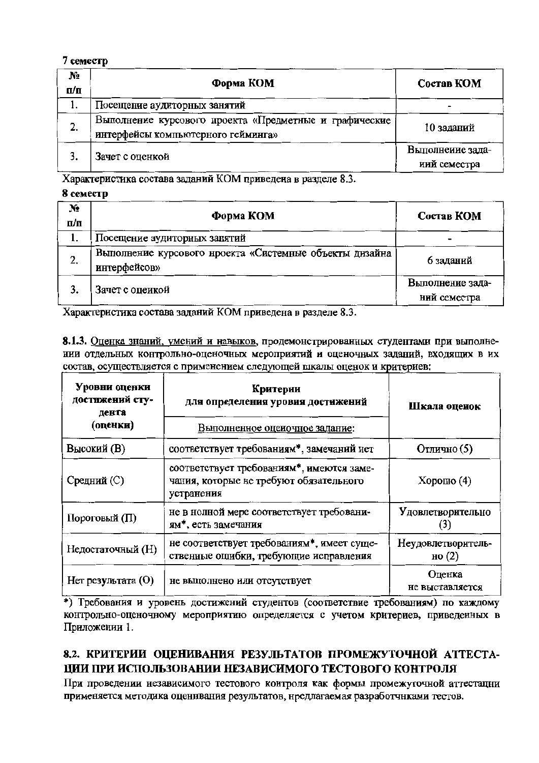**7 семестр**

| № п/п | Форма КОМ | Состав КОМ |
|---|---|---|
| 1. | Посещение аудиторных занятий | - |
| 2. | Выполнение курсового проекта «Предметные и графические интерфейсы компьютерного гейминга» | 10 заданий |
| 3. | Зачет с оценкой | Выполнение заданий семестра |

Характеристика состава заданий КОМ приведена в разделе 8.3.

**8 семестр**

| № п/п | Форма КОМ | Состав КОМ |
|---|---|---|
| 1. | Посещение аудиторных занятий | - |
| 2. | Выполнение курсового проекта «Системные объекты дизайна интерфейсов» | 6 заданий |
| 3. | Зачет с оценкой | Выполнение заданий семестра |

Характеристика состава заданий КОМ приведена в разделе 8.3.

**8.1.3.** Оценка знаний, умений и навыков, продемонстрированных студентами при выполнении отдельных контрольно-оценочных мероприятий и оценочных заданий, входящих в их состав, осуществляется с применением следующей шкалы оценок и критериев:

| Уровни оценки достижений студента (оценки) | Критерии для определения уровня достижений | Шкала оценок |
|---|---|---|
| | Выполненное оценочное задание: | |
| Высокий (В) | соответствует требованиям*, замечаний нет | Отлично (5) |
| Средний (С) | соответствует требованиям*, имеются замечания, которые не требуют обязательного устранения | Хорошо (4) |
| Пороговый (П) | не в полной мере соответствует требованиям*, есть замечания | Удовлетворительно (3) |
| Недостаточный (Н) | не соответствует требованиям*, имеет существенные ошибки, требующие исправления | Неудовлетворительно (2) |
| Нет результата (О) | не выполнено или отсутствует | Оценка не выставляется |

*) Требования и уровень достижений студентов (соответствие требованиям) по каждому контрольно-оценочному мероприятию определяется с учетом критериев, приведенных в Приложении 1.

## 8.2. КРИТЕРИИ ОЦЕНИВАНИЯ РЕЗУЛЬТАТОВ ПРОМЕЖУТОЧНОЙ АТТЕСТАЦИИ ПРИ ИСПОЛЬЗОВАНИИ НЕЗАВИСИМОГО ТЕСТОВОГО КОНТРОЛЯ

При проведении независимого тестового контроля как формы промежуточной аттестации применяется методика оценивания результатов, предлагаемая разработчиками тестов.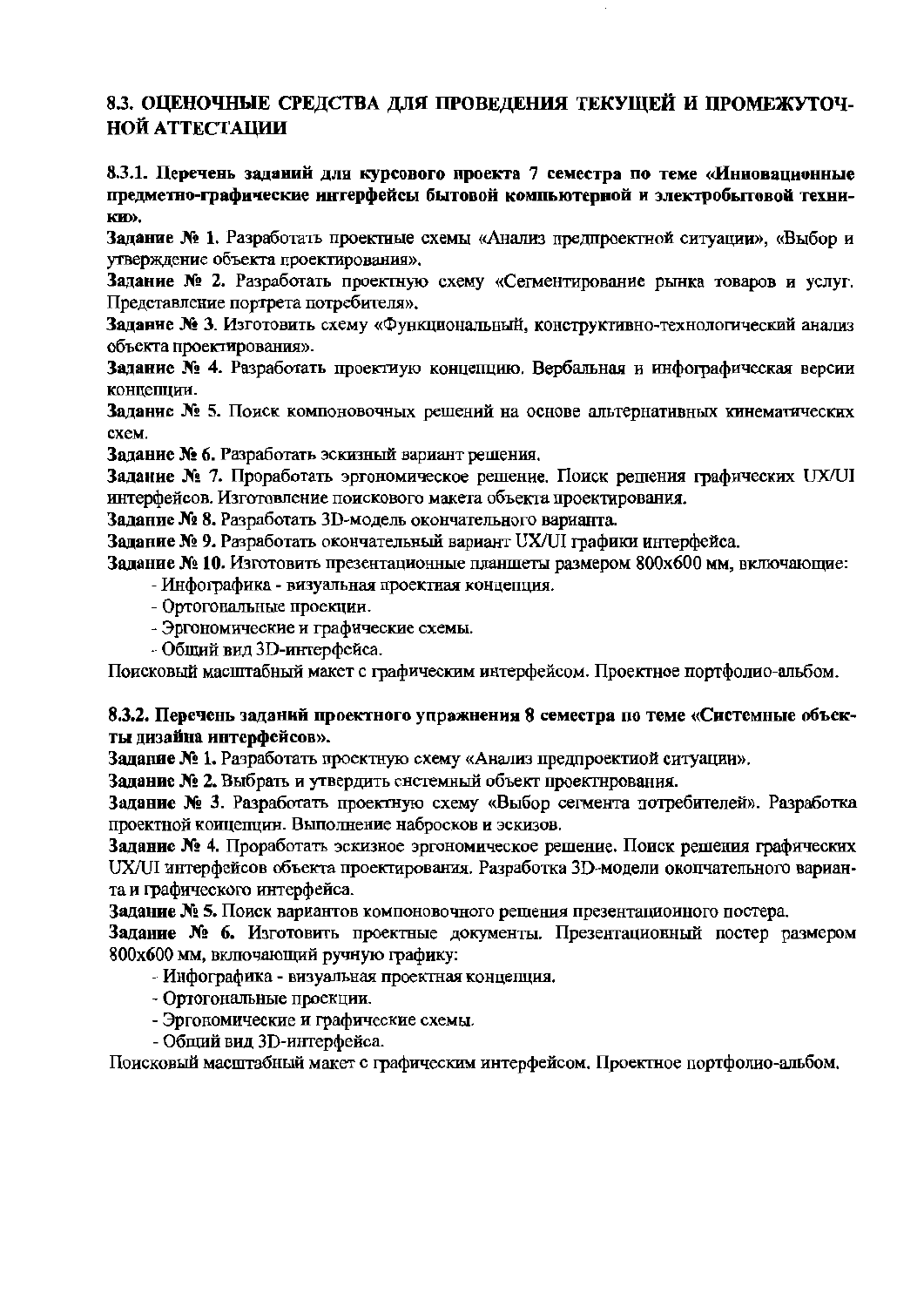## 8.3. ОЦЕНОЧНЫЕ СРЕДСТВА ДЛЯ ПРОВЕДЕНИЯ ТЕКУЩЕЙ И ПРОМЕЖУТОЧНОЙ АТТЕСТАЦИИ

### 8.3.1. Перечень заданий для курсового проекта 7 семестра по теме «Инновационные предметно-графические интерфейсы бытовой компьютерной и электробытовой техники».

**Задание № 1.** Разработать проектные схемы «Анализ предпроектной ситуации», «Выбор и утверждение объекта проектирования».

**Задание № 2.** Разработать проектную схему «Сегментирование рынка товаров и услуг. Представление портрета потребителя».

**Задание № 3.** Изготовить схему «Функциональный, конструктивно-технологический анализ объекта проектирования».

**Задание № 4.** Разработать проектную концепцию. Вербальная и инфографическая версии концепции.

**Задание № 5.** Поиск компоновочных решений на основе альтернативных кинематических схем.

**Задание № 6.** Разработать эскизный вариант решения.

**Задание № 7.** Проработать эргономическое решение. Поиск решения графических UX/UI интерфейсов. Изготовление поискового макета объекта проектирования.

**Задание № 8.** Разработать 3D-модель окончательного варианта.

**Задание № 9.** Разработать окончательный вариант UX/UI графики интерфейса.

**Задание № 10.** Изготовить презентационные планшеты размером 800х600 мм, включающие:

- Инфографика - визуальная проектная концепция.
- Ортогональные проекции.
- Эргономические и графические схемы.
- Общий вид 3D-интерфейса.

Поисковый масштабный макет с графическим интерфейсом. Проектное портфолио-альбом.

### 8.3.2. Перечень заданий проектного упражнения 8 семестра по теме «Системные объекты дизайна интерфейсов».

**Задание № 1.** Разработать проектную схему «Анализ предпроектной ситуации».

**Задание № 2.** Выбрать и утвердить системный объект проектирования.

**Задание № 3.** Разработать проектную схему «Выбор сегмента потребителей». Разработка проектной концепции. Выполнение набросков и эскизов.

**Задание № 4.** Проработать эскизное эргономическое решение. Поиск решения графических UX/UI интерфейсов объекта проектирования. Разработка 3D-модели окончательного варианта и графического интерфейса.

**Задание № 5.** Поиск вариантов компоновочного решения презентационного постера.

**Задание № 6.** Изготовить проектные документы. Презентационный постер размером 800х600 мм, включающий ручную графику:

- Инфографика - визуальная проектная концепция.
- Ортогональные проекции.
- Эргономические и графические схемы.
- Общий вид 3D-интерфейса.

Поисковый масштабный макет с графическим интерфейсом. Проектное портфолио-альбом.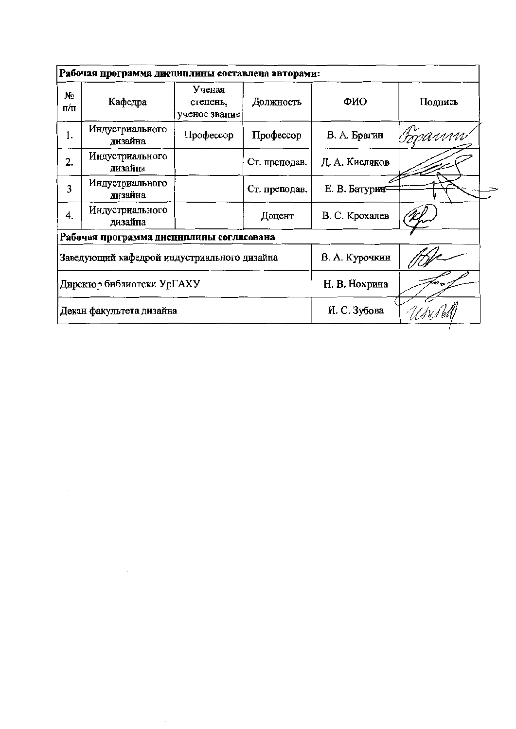**Рабочая программа дисциплины составлена авторами:**

| № п/п | Кафедра | Ученая степень, ученое звание | Должность | ФИО | Подпись |
|---|---|---|---|---|---|
| 1. | Индустриального дизайна | Профессор | Профессор | В. А. Брагин | |
| 2. | Индустриального дизайна | | Ст. преподав. | Д. А. Кисляков | |
| 3 | Индустриального дизайна | | Ст. преподав. | Е. В. Батурин | |
| 4. | Индустриального дизайна | | Доцент | В. С. Крохалев | |

**Рабочая программа дисциплины согласована**

| | | |
|---|---|---|
| Заведующий кафедрой индустриального дизайна | В. А. Курочкин | |
| Директор библиотеки УрГАХУ | Н. В. Нохрина | |
| Декан факультета дизайна | И. С. Зубова | |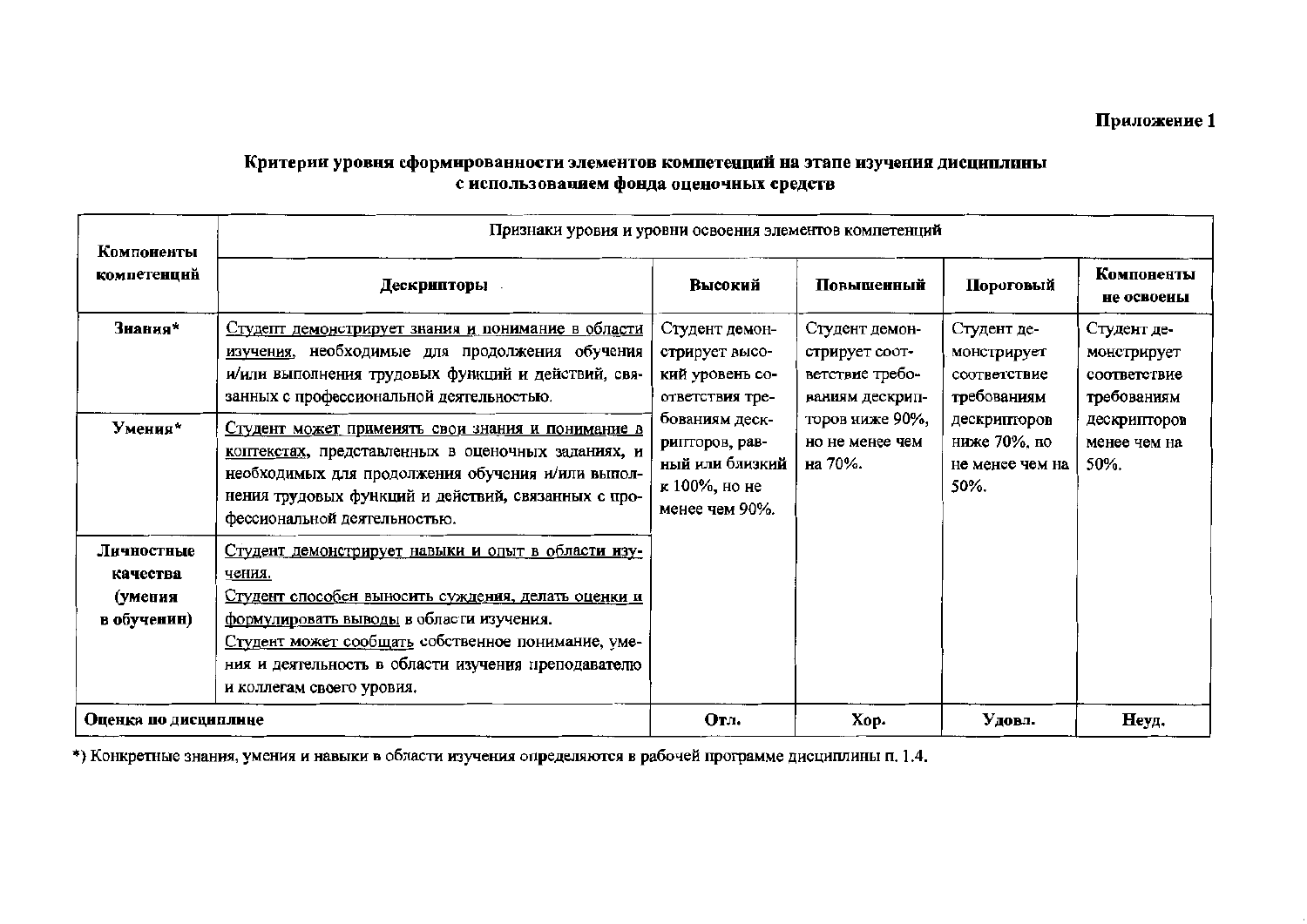**Приложение 1**

**Критерии уровня сформированности элементов компетенций на этапе изучения дисциплины с использованием фонда оценочных средств**

| Компоненты компетенций | Признаки уровня и уровни освоения элементов компетенций | | | | |
|---|---|---|---|---|---|
| | **Дескрипторы** | **Высокий** | **Повышенный** | **Пороговый** | **Компоненты не освоены** |
| **Знания*** | Студент демонстрирует знания и понимание в области изучения, необходимые для продолжения обучения и/или выполнения трудовых функций и действий, связанных с профессиональной деятельностью. | Студент демонстрирует высокий уровень соответствия требованиям дескрипторов, равный или близкий к 100%, но не менее чем 90%. | Студент демонстрирует соответствие требованиям дескрипторов ниже 90%, но не менее чем на 70%. | Студент демонстрирует соответствие требованиям дескрипторов ниже 70%, но не менее чем на 50%. | Студент демонстрирует соответствие требованиям дескрипторов менее чем на 50%. |
| **Умения*** | Студент может применять свои знания и понимание в контекстах, представленных в оценочных заданиях, и необходимых для продолжения обучения и/или выполнения трудовых функций и действий, связанных с профессиональной деятельностью. | | | | |
| **Личностные качества (умения в обучении)** | Студент демонстрирует навыки и опыт в области изучения. Студент способен выносить суждения, делать оценки и формулировать выводы в области изучения. Студент может сообщать собственное понимание, умения и деятельность в области изучения преподавателю и коллегам своего уровня. | | | | |
| **Оценка по дисциплине** | | **Отл.** | **Хор.** | **Удовл.** | **Неуд.** |

*) Конкретные знания, умения и навыки в области изучения определяются в рабочей программе дисциплины п. 1.4.